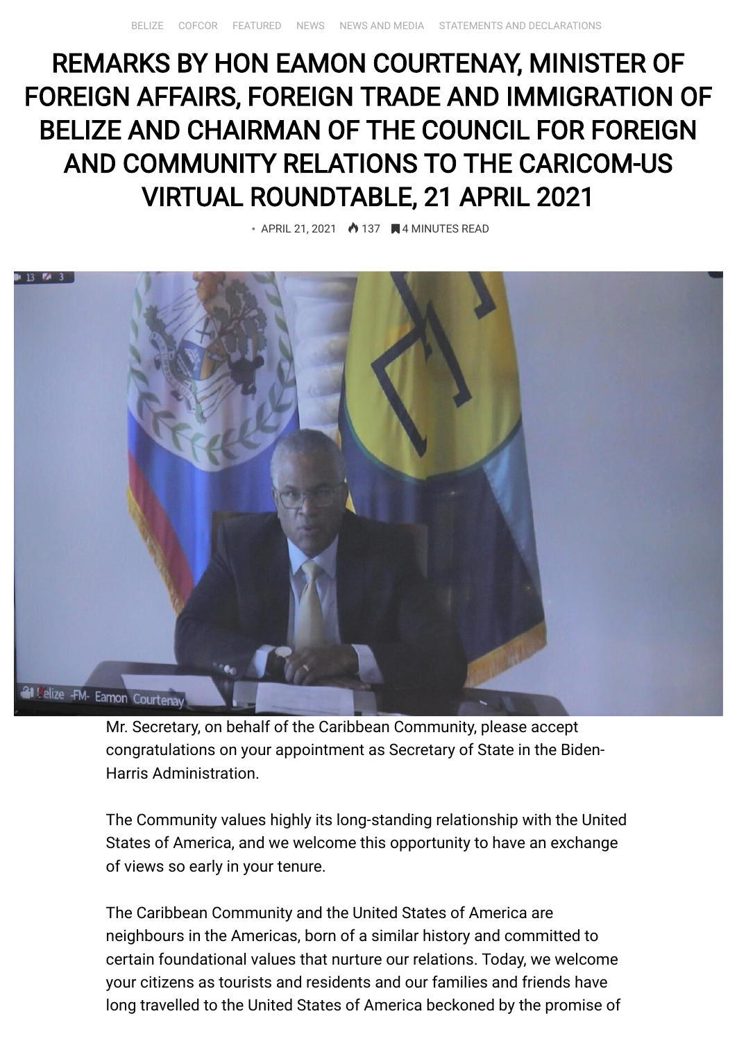BELIZE COFCOR FEATURED NEWS NEWS AND MEDIA STATEMENTS AND DECLARATIONS

# REMARKS BY HON EAMON COURTENAY, MINISTER OF FOREIGN AFFAIRS, FOREIGN TRADE AND IMMIGRATION OF BELIZE AND CHAIRMAN OF THE COUNCIL FOR FOREIGN AND COMMUNITY RELATIONS TO THE CARICOM-US VIRTUAL ROUNDTABLE, 21 APRIL 2021

• APRIL 21, 2021 137 4 MINUTES READ

Mr. Secretary, on behalf of the Caribbean Community, please accept congratulations on your appointment as Secretary of State in the Biden-Harris Administration.

The Community values highly its long-standing relationship with the United States of America, and we welcome this opportunity to have an exchange of views so early in your tenure.

The Caribbean Community and the United States of America are neighbours in the Americas, born of a similar history and committed to certain foundational values that nurture our relations. Today, we welcome your citizens as tourists and residents and our families and friends have long travelled to the United States of America beckoned by the promise of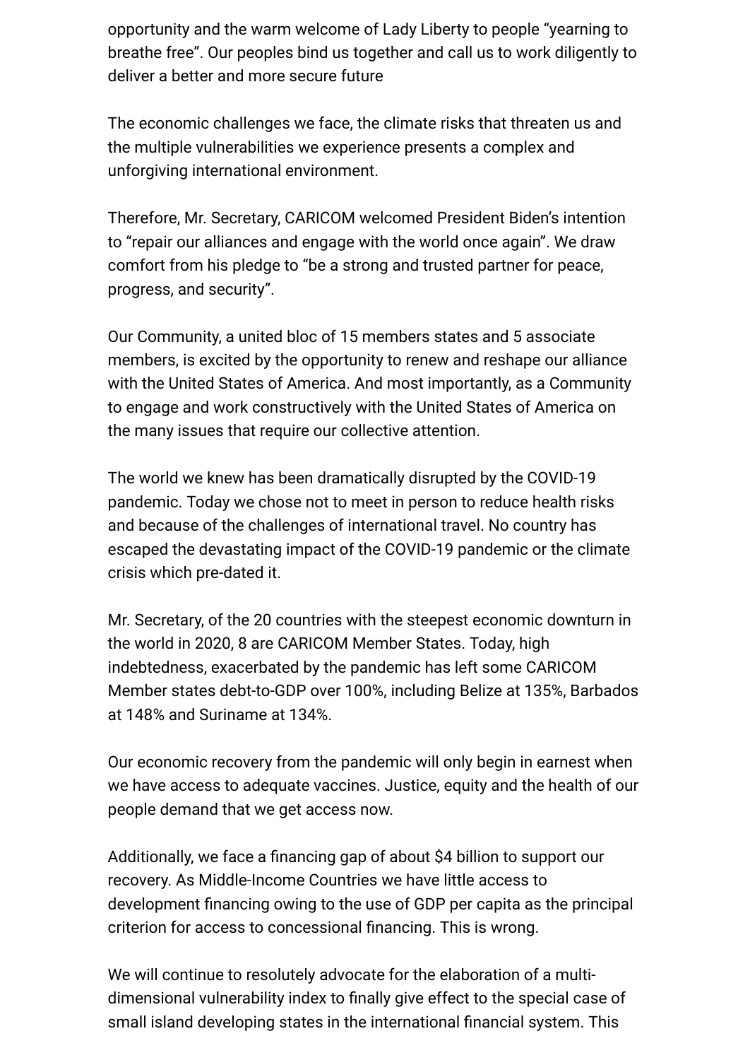opportunity and the warm welcome of Lady Liberty to people "yearning to breathe free". Our peoples bind us together and call us to work diligently to deliver a better and more secure future

The economic challenges we face, the climate risks that threaten us and the multiple vulnerabilities we experience presents a complex and unforgiving international environment.

Therefore, Mr. Secretary, CARICOM welcomed President Biden's intention to "repair our alliances and engage with the world once again". We draw comfort from his pledge to "be a strong and trusted partner for peace, progress, and security".

Our Community, a united bloc of 15 members states and 5 associate members, is excited by the opportunity to renew and reshape our alliance with the United States of America. And most importantly, as a Community to engage and work constructively with the United States of America on the many issues that require our collective attention.

The world we knew has been dramatically disrupted by the COVID-19 pandemic. Today we chose not to meet in person to reduce health risks and because of the challenges of international travel. No country has escaped the devastating impact of the COVID-19 pandemic or the climate crisis which pre-dated it.

Mr. Secretary, of the 20 countries with the steepest economic downturn in the world in 2020, 8 are CARICOM Member States. Today, high indebtedness, exacerbated by the pandemic has left some CARICOM Member states debt-to-GDP over 100%, including Belize at 135%, Barbados at 148% and Suriname at 134%.

Our economic recovery from the pandemic will only begin in earnest when we have access to adequate vaccines. Justice, equity and the health of our people demand that we get access now.

Additionally, we face a financing gap of about $4 billion to support our recovery. As Middle-Income Countries we have little access to development financing owing to the use of GDP per capita as the principal criterion for access to concessional financing. This is wrong.

We will continue to resolutely advocate for the elaboration of a multi-dimensional vulnerability index to finally give effect to the special case of small island developing states in the international financial system. This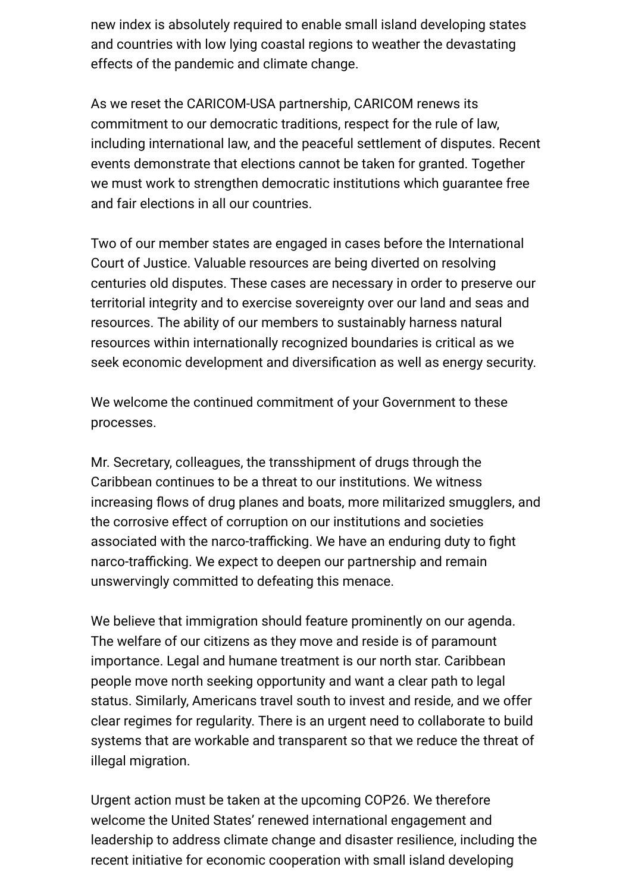new index is absolutely required to enable small island developing states and countries with low lying coastal regions to weather the devastating effects of the pandemic and climate change.

As we reset the CARICOM-USA partnership, CARICOM renews its commitment to our democratic traditions, respect for the rule of law, including international law, and the peaceful settlement of disputes. Recent events demonstrate that elections cannot be taken for granted. Together we must work to strengthen democratic institutions which guarantee free and fair elections in all our countries.

Two of our member states are engaged in cases before the International Court of Justice. Valuable resources are being diverted on resolving centuries old disputes. These cases are necessary in order to preserve our territorial integrity and to exercise sovereignty over our land and seas and resources. The ability of our members to sustainably harness natural resources within internationally recognized boundaries is critical as we seek economic development and diversification as well as energy security.

We welcome the continued commitment of your Government to these processes.

Mr. Secretary, colleagues, the transshipment of drugs through the Caribbean continues to be a threat to our institutions. We witness increasing flows of drug planes and boats, more militarized smugglers, and the corrosive effect of corruption on our institutions and societies associated with the narco-trafficking. We have an enduring duty to fight narco-trafficking. We expect to deepen our partnership and remain unswervingly committed to defeating this menace.

We believe that immigration should feature prominently on our agenda. The welfare of our citizens as they move and reside is of paramount importance. Legal and humane treatment is our north star. Caribbean people move north seeking opportunity and want a clear path to legal status. Similarly, Americans travel south to invest and reside, and we offer clear regimes for regularity. There is an urgent need to collaborate to build systems that are workable and transparent so that we reduce the threat of illegal migration.

Urgent action must be taken at the upcoming COP26. We therefore welcome the United States' renewed international engagement and leadership to address climate change and disaster resilience, including the recent initiative for economic cooperation with small island developing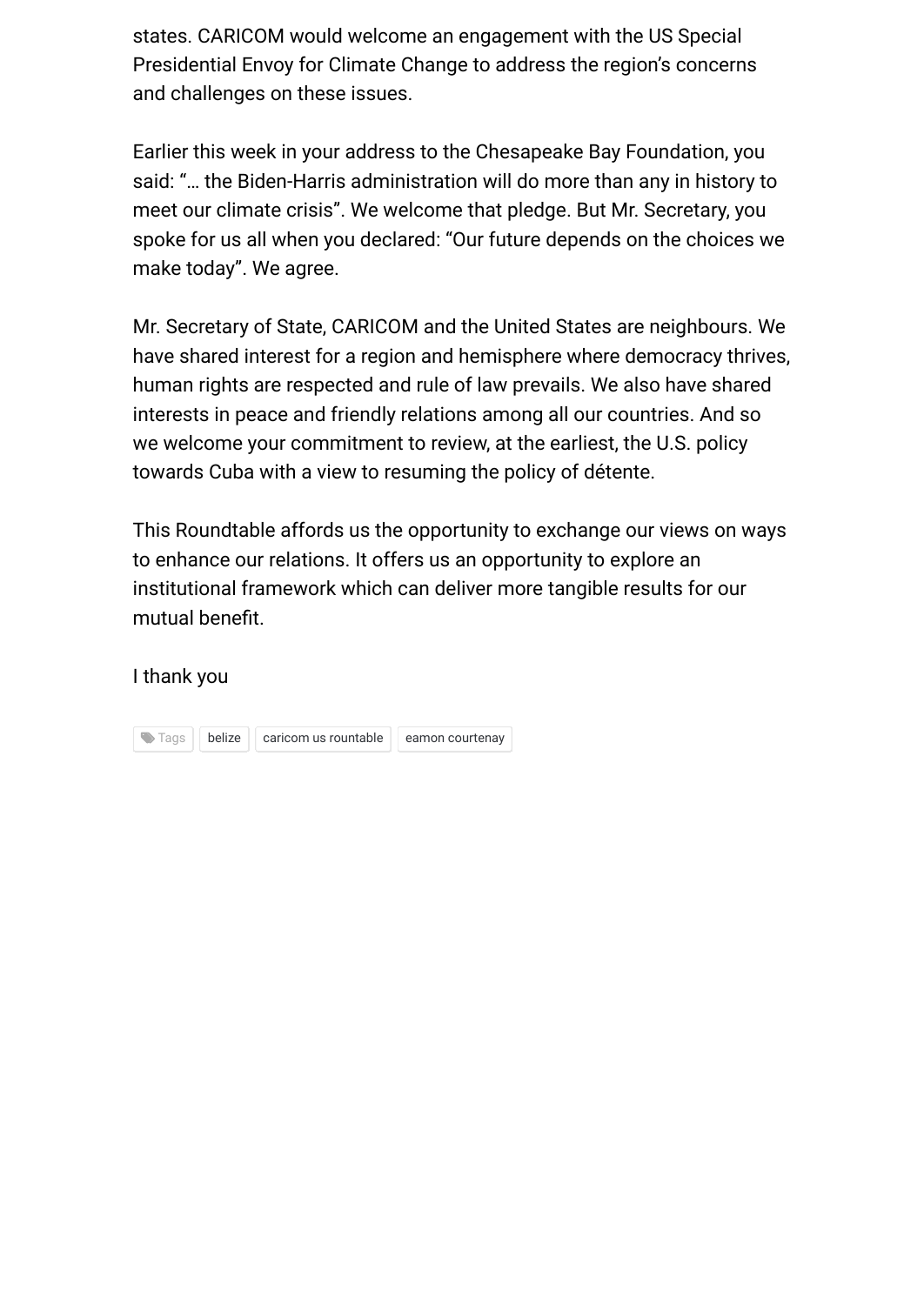states. CARICOM would welcome an engagement with the US Special Presidential Envoy for Climate Change to address the region's concerns and challenges on these issues.

Earlier this week in your address to the Chesapeake Bay Foundation, you said: "… the Biden-Harris administration will do more than any in history to meet our climate crisis". We welcome that pledge. But Mr. Secretary, you spoke for us all when you declared: "Our future depends on the choices we make today". We agree.

Mr. Secretary of State, CARICOM and the United States are neighbours. We have shared interest for a region and hemisphere where democracy thrives, human rights are respected and rule of law prevails. We also have shared interests in peace and friendly relations among all our countries. And so we welcome your commitment to review, at the earliest, the U.S. policy towards Cuba with a view to resuming the policy of détente.

This Roundtable affords us the opportunity to exchange our views on ways to enhance our relations. It offers us an opportunity to explore an institutional framework which can deliver more tangible results for our mutual benefit.

I thank you

Tags: belize | caricom us rountable | eamon courtenay